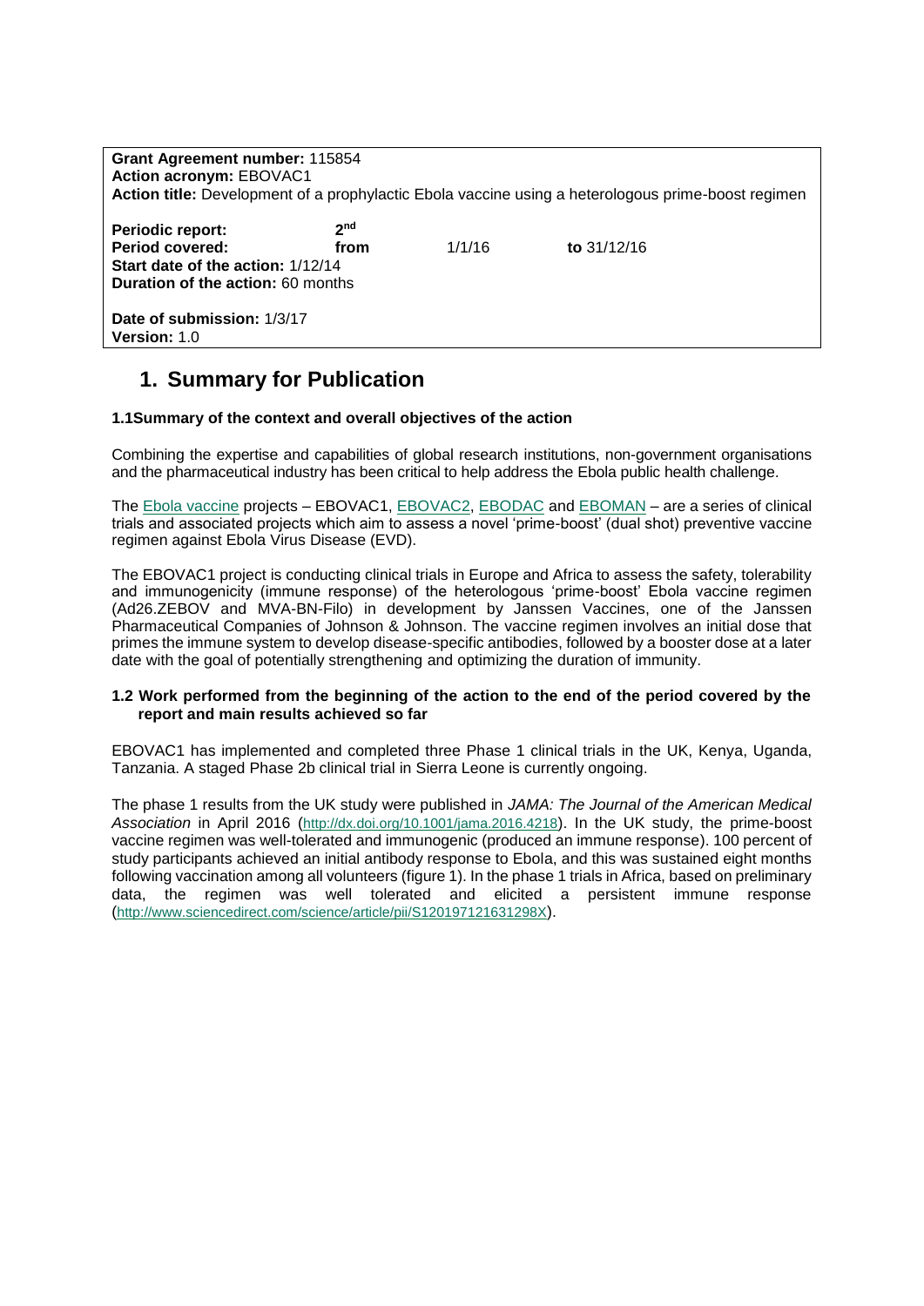**Grant Agreement number:** 115854
**Action acronym:** EBOVAC1
**Action title:** Development of a prophylactic Ebola vaccine using a heterologous prime-boost regimen

**Periodic report:** 2nd
**Period covered:** **from** 1/1/16 **to** 31/12/16
**Start date of the action:** 1/12/14
**Duration of the action:** 60 months

**Date of submission:** 1/3/17
**Version:** 1.0

# 1. Summary for Publication

### 1.1 Summary of the context and overall objectives of the action

Combining the expertise and capabilities of global research institutions, non-government organisations and the pharmaceutical industry has been critical to help address the Ebola public health challenge.

The Ebola vaccine projects – EBOVAC1, EBOVAC2, EBODAC and EBOMAN – are a series of clinical trials and associated projects which aim to assess a novel 'prime-boost' (dual shot) preventive vaccine regimen against Ebola Virus Disease (EVD).

The EBOVAC1 project is conducting clinical trials in Europe and Africa to assess the safety, tolerability and immunogenicity (immune response) of the heterologous 'prime-boost' Ebola vaccine regimen (Ad26.ZEBOV and MVA-BN-Filo) in development by Janssen Vaccines, one of the Janssen Pharmaceutical Companies of Johnson & Johnson. The vaccine regimen involves an initial dose that primes the immune system to develop disease-specific antibodies, followed by a booster dose at a later date with the goal of potentially strengthening and optimizing the duration of immunity.

### 1.2 Work performed from the beginning of the action to the end of the period covered by the report and main results achieved so far

EBOVAC1 has implemented and completed three Phase 1 clinical trials in the UK, Kenya, Uganda, Tanzania. A staged Phase 2b clinical trial in Sierra Leone is currently ongoing.

The phase 1 results from the UK study were published in *JAMA: The Journal of the American Medical Association* in April 2016 (http://dx.doi.org/10.1001/jama.2016.4218). In the UK study, the prime-boost vaccine regimen was well-tolerated and immunogenic (produced an immune response). 100 percent of study participants achieved an initial antibody response to Ebola, and this was sustained eight months following vaccination among all volunteers (figure 1). In the phase 1 trials in Africa, based on preliminary data, the regimen was well tolerated and elicited a persistent immune response (http://www.sciencedirect.com/science/article/pii/S120197121631298X).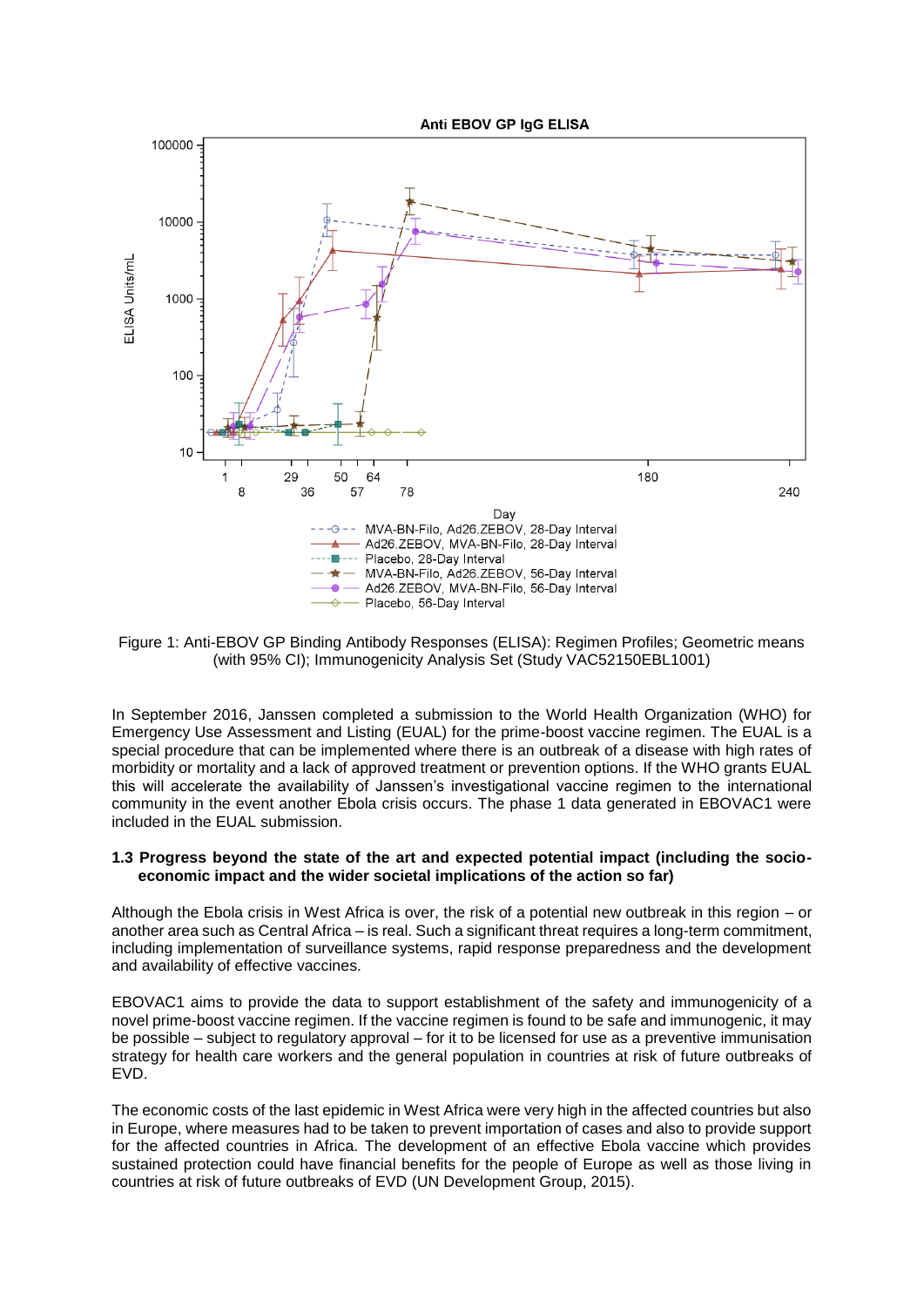Figure 1: Anti-EBOV GP Binding Antibody Responses (ELISA): Regimen Profiles; Geometric means (with 95% CI); Immunogenicity Analysis Set (Study VAC52150EBL1001)

In September 2016, Janssen completed a submission to the World Health Organization (WHO) for Emergency Use Assessment and Listing (EUAL) for the prime-boost vaccine regimen. The EUAL is a special procedure that can be implemented where there is an outbreak of a disease with high rates of morbidity or mortality and a lack of approved treatment or prevention options. If the WHO grants EUAL this will accelerate the availability of Janssen's investigational vaccine regimen to the international community in the event another Ebola crisis occurs. The phase 1 data generated in EBOVAC1 were included in the EUAL submission.

### 1.3 Progress beyond the state of the art and expected potential impact (including the socio-economic impact and the wider societal implications of the action so far)

Although the Ebola crisis in West Africa is over, the risk of a potential new outbreak in this region – or another area such as Central Africa – is real. Such a significant threat requires a long-term commitment, including implementation of surveillance systems, rapid response preparedness and the development and availability of effective vaccines.

EBOVAC1 aims to provide the data to support establishment of the safety and immunogenicity of a novel prime-boost vaccine regimen. If the vaccine regimen is found to be safe and immunogenic, it may be possible – subject to regulatory approval – for it to be licensed for use as a preventive immunisation strategy for health care workers and the general population in countries at risk of future outbreaks of EVD.

The economic costs of the last epidemic in West Africa were very high in the affected countries but also in Europe, where measures had to be taken to prevent importation of cases and also to provide support for the affected countries in Africa. The development of an effective Ebola vaccine which provides sustained protection could have financial benefits for the people of Europe as well as those living in countries at risk of future outbreaks of EVD (UN Development Group, 2015).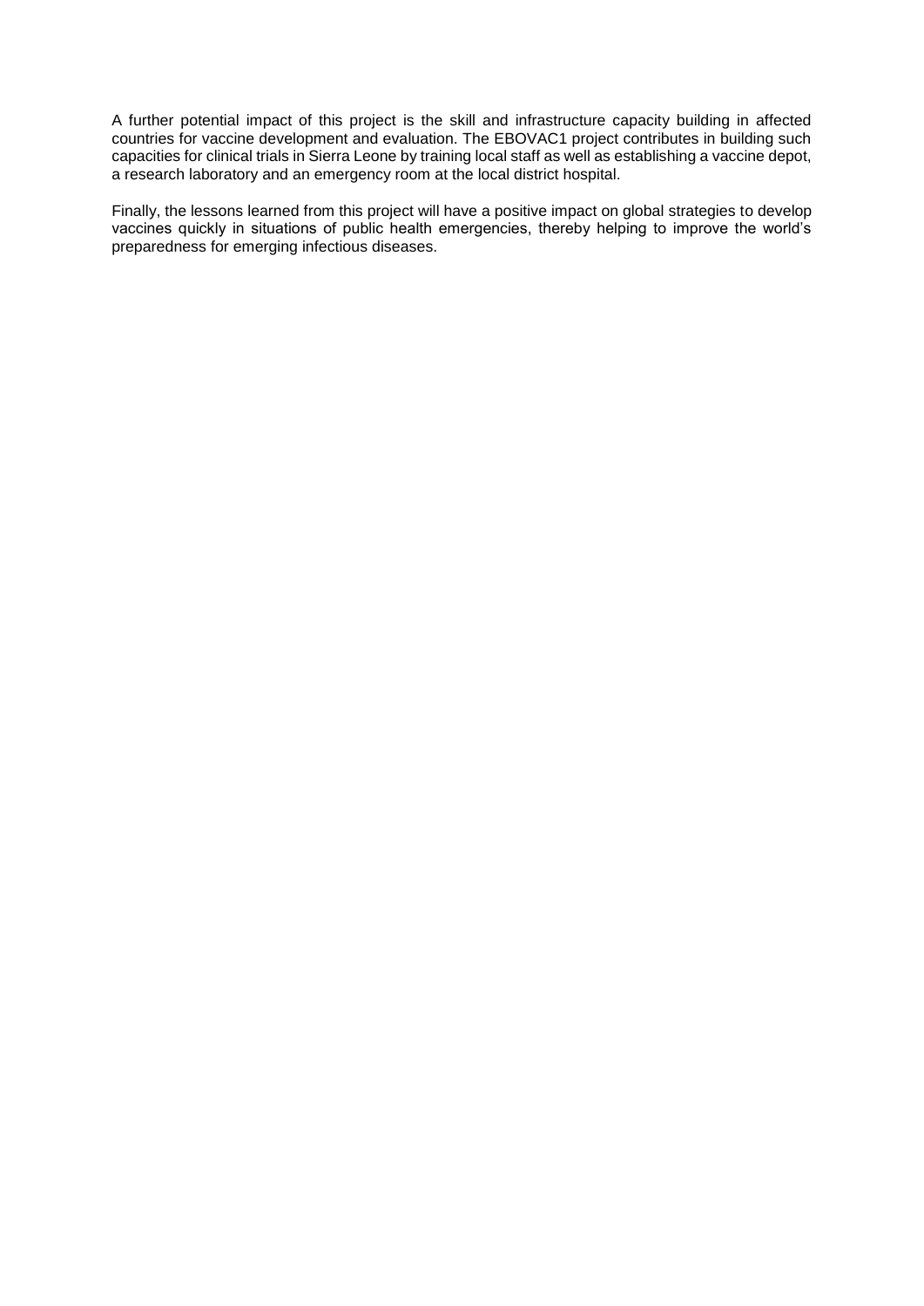A further potential impact of this project is the skill and infrastructure capacity building in affected countries for vaccine development and evaluation. The EBOVAC1 project contributes in building such capacities for clinical trials in Sierra Leone by training local staff as well as establishing a vaccine depot, a research laboratory and an emergency room at the local district hospital.

Finally, the lessons learned from this project will have a positive impact on global strategies to develop vaccines quickly in situations of public health emergencies, thereby helping to improve the world's preparedness for emerging infectious diseases.